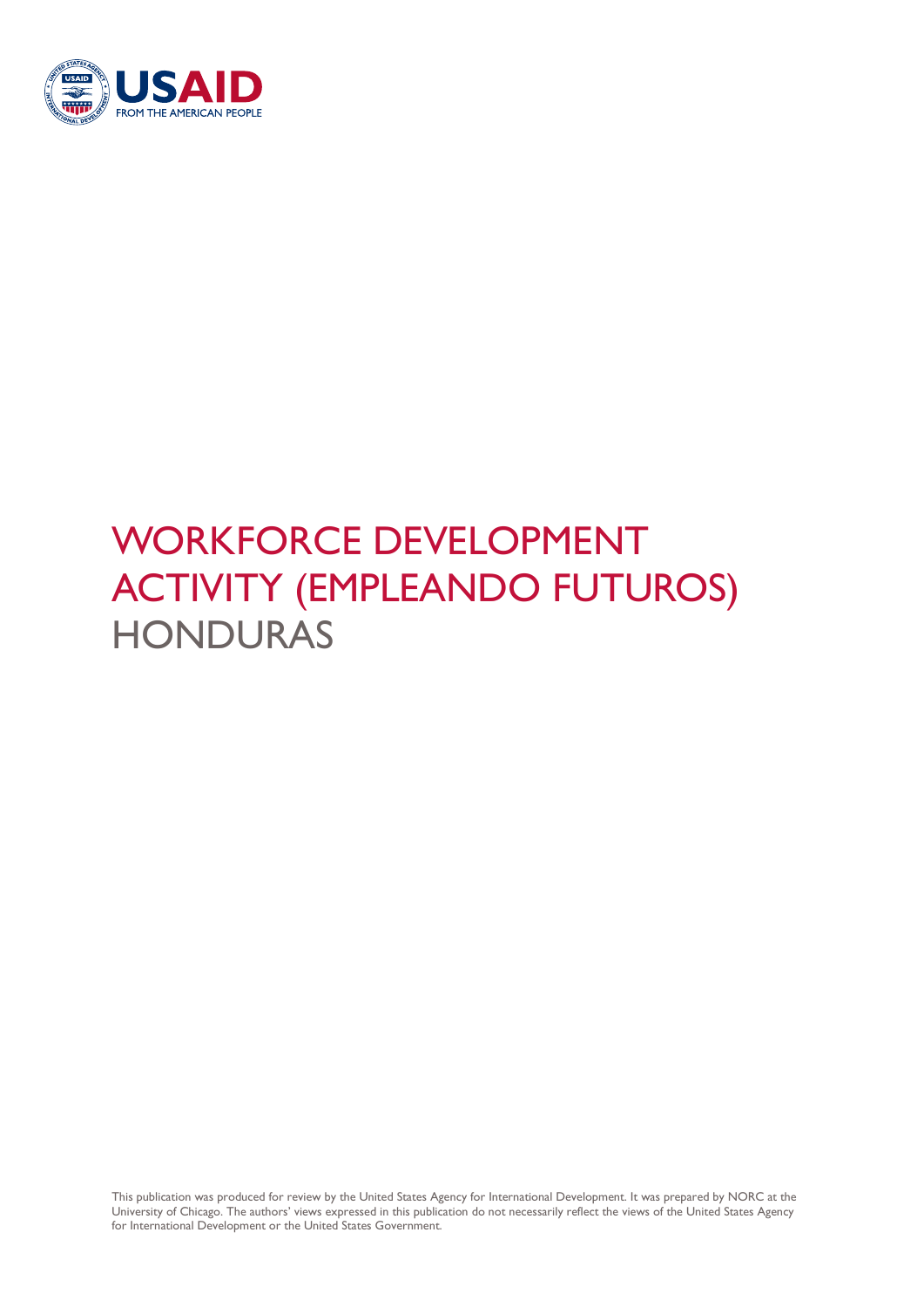USAID
FROM THE AMERICAN PEOPLE

# WORKFORCE DEVELOPMENT ACTIVITY (EMPLEANDO FUTUROS)

## HONDURAS

This publication was produced for review by the United States Agency for International Development. It was prepared by NORC at the University of Chicago. The authors' views expressed in this publication do not necessarily reflect the views of the United States Agency for International Development or the United States Government.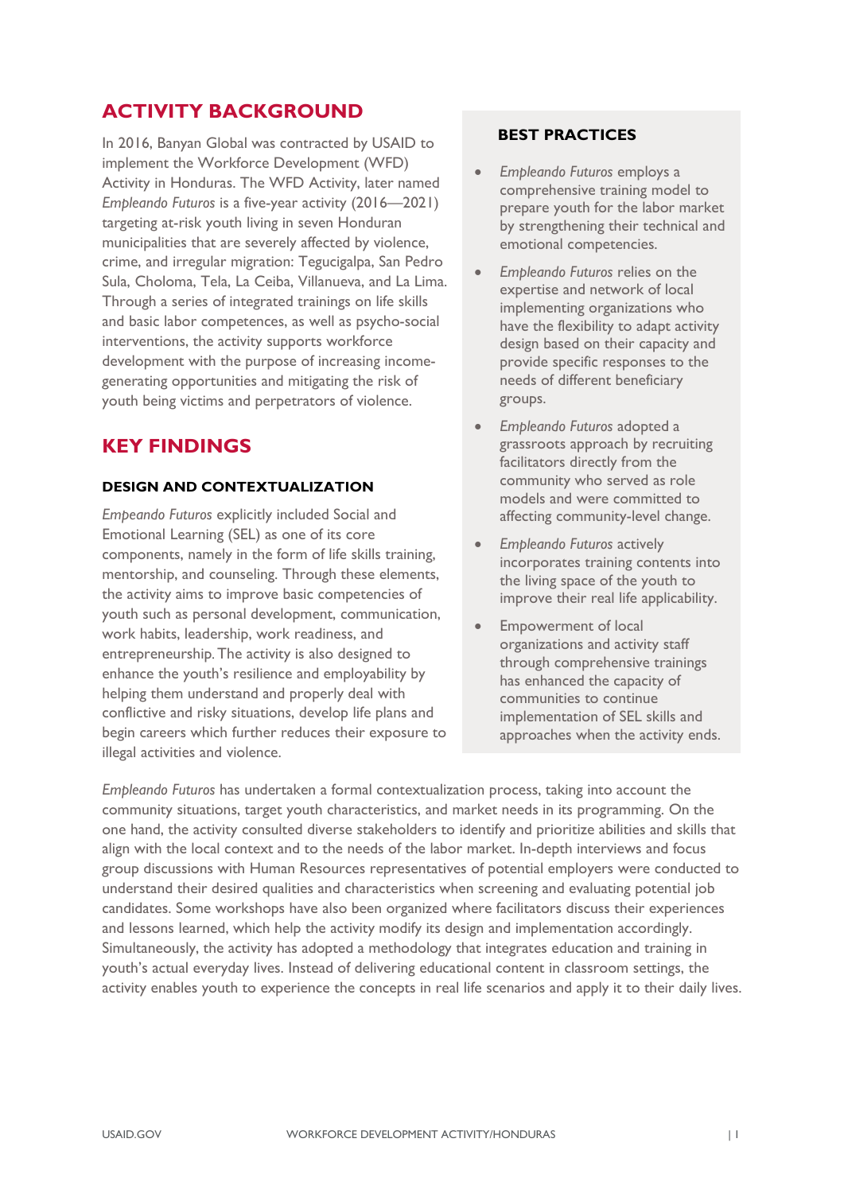## ACTIVITY BACKGROUND

In 2016, Banyan Global was contracted by USAID to implement the Workforce Development (WFD) Activity in Honduras. The WFD Activity, later named *Empleando Futuros* is a five-year activity (2016—2021) targeting at-risk youth living in seven Honduran municipalities that are severely affected by violence, crime, and irregular migration: Tegucigalpa, San Pedro Sula, Choloma, Tela, La Ceiba, Villanueva, and La Lima. Through a series of integrated trainings on life skills and basic labor competences, as well as psycho-social interventions, the activity supports workforce development with the purpose of increasing income-generating opportunities and mitigating the risk of youth being victims and perpetrators of violence.

## KEY FINDINGS

### DESIGN AND CONTEXTUALIZATION

*Empeando Futuros* explicitly included Social and Emotional Learning (SEL) as one of its core components, namely in the form of life skills training, mentorship, and counseling. Through these elements, the activity aims to improve basic competencies of youth such as personal development, communication, work habits, leadership, work readiness, and entrepreneurship. The activity is also designed to enhance the youth's resilience and employability by helping them understand and properly deal with conflictive and risky situations, develop life plans and begin careers which further reduces their exposure to illegal activities and violence.

### BEST PRACTICES

- *Empleando Futuros* employs a comprehensive training model to prepare youth for the labor market by strengthening their technical and emotional competencies.
- *Empleando Futuros* relies on the expertise and network of local implementing organizations who have the flexibility to adapt activity design based on their capacity and provide specific responses to the needs of different beneficiary groups.
- *Empleando Futuros* adopted a grassroots approach by recruiting facilitators directly from the community who served as role models and were committed to affecting community-level change.
- *Empleando Futuros* actively incorporates training contents into the living space of the youth to improve their real life applicability.
- Empowerment of local organizations and activity staff through comprehensive trainings has enhanced the capacity of communities to continue implementation of SEL skills and approaches when the activity ends.

*Empleando Futuros* has undertaken a formal contextualization process, taking into account the community situations, target youth characteristics, and market needs in its programming. On the one hand, the activity consulted diverse stakeholders to identify and prioritize abilities and skills that align with the local context and to the needs of the labor market. In-depth interviews and focus group discussions with Human Resources representatives of potential employers were conducted to understand their desired qualities and characteristics when screening and evaluating potential job candidates. Some workshops have also been organized where facilitators discuss their experiences and lessons learned, which help the activity modify its design and implementation accordingly. Simultaneously, the activity has adopted a methodology that integrates education and training in youth's actual everyday lives. Instead of delivering educational content in classroom settings, the activity enables youth to experience the concepts in real life scenarios and apply it to their daily lives.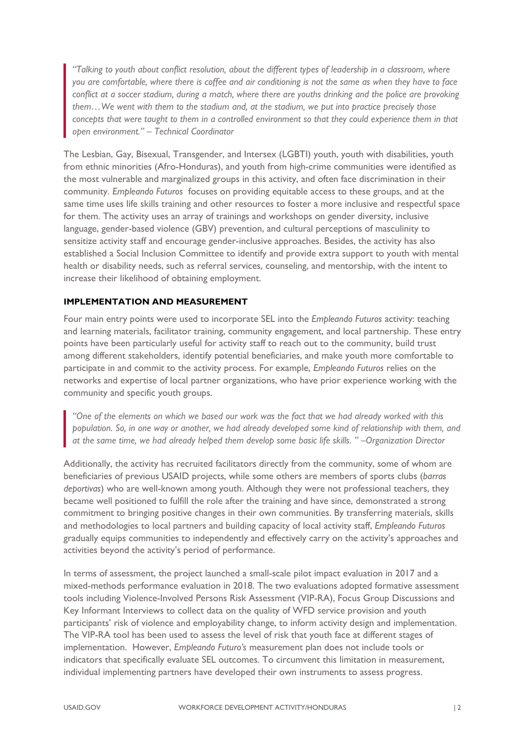> *"Talking to youth about conflict resolution, about the different types of leadership in a classroom, where you are comfortable, where there is coffee and air conditioning is not the same as when they have to face conflict at a soccer stadium, during a match, where there are youths drinking and the police are provoking them…We went with them to the stadium and, at the stadium, we put into practice precisely those concepts that were taught to them in a controlled environment so that they could experience them in that open environment." – Technical Coordinator*

The Lesbian, Gay, Bisexual, Transgender, and Intersex (LGBTI) youth, youth with disabilities, youth from ethnic minorities (Afro-Honduras), and youth from high-crime communities were identified as the most vulnerable and marginalized groups in this activity, and often face discrimination in their community. *Empleando Futuros* focuses on providing equitable access to these groups, and at the same time uses life skills training and other resources to foster a more inclusive and respectful space for them. The activity uses an array of trainings and workshops on gender diversity, inclusive language, gender-based violence (GBV) prevention, and cultural perceptions of masculinity to sensitize activity staff and encourage gender-inclusive approaches. Besides, the activity has also established a Social Inclusion Committee to identify and provide extra support to youth with mental health or disability needs, such as referral services, counseling, and mentorship, with the intent to increase their likelihood of obtaining employment.

**IMPLEMENTATION AND MEASUREMENT**

Four main entry points were used to incorporate SEL into the *Empleando Futuros* activity: teaching and learning materials, facilitator training, community engagement, and local partnership. These entry points have been particularly useful for activity staff to reach out to the community, build trust among different stakeholders, identify potential beneficiaries, and make youth more comfortable to participate in and commit to the activity process. For example, *Empleando Futuros* relies on the networks and expertise of local partner organizations, who have prior experience working with the community and specific youth groups.

> *"One of the elements on which we based our work was the fact that we had already worked with this population. So, in one way or another, we had already developed some kind of relationship with them, and at the same time, we had already helped them develop some basic life skills. " –Organization Director*

Additionally, the activity has recruited facilitators directly from the community, some of whom are beneficiaries of previous USAID projects, while some others are members of sports clubs (*barras deportivas*) who are well-known among youth. Although they were not professional teachers, they became well positioned to fulfill the role after the training and have since, demonstrated a strong commitment to bringing positive changes in their own communities. By transferring materials, skills and methodologies to local partners and building capacity of local activity staff, *Empleando Futuros* gradually equips communities to independently and effectively carry on the activity's approaches and activities beyond the activity's period of performance.

In terms of assessment, the project launched a small-scale pilot impact evaluation in 2017 and a mixed-methods performance evaluation in 2018. The two evaluations adopted formative assessment tools including Violence-Involved Persons Risk Assessment (VIP-RA), Focus Group Discussions and Key Informant Interviews to collect data on the quality of WFD service provision and youth participants' risk of violence and employability change, to inform activity design and implementation. The VIP-RA tool has been used to assess the level of risk that youth face at different stages of implementation. However, *Empleando Futuro's* measurement plan does not include tools or indicators that specifically evaluate SEL outcomes. To circumvent this limitation in measurement, individual implementing partners have developed their own instruments to assess progress.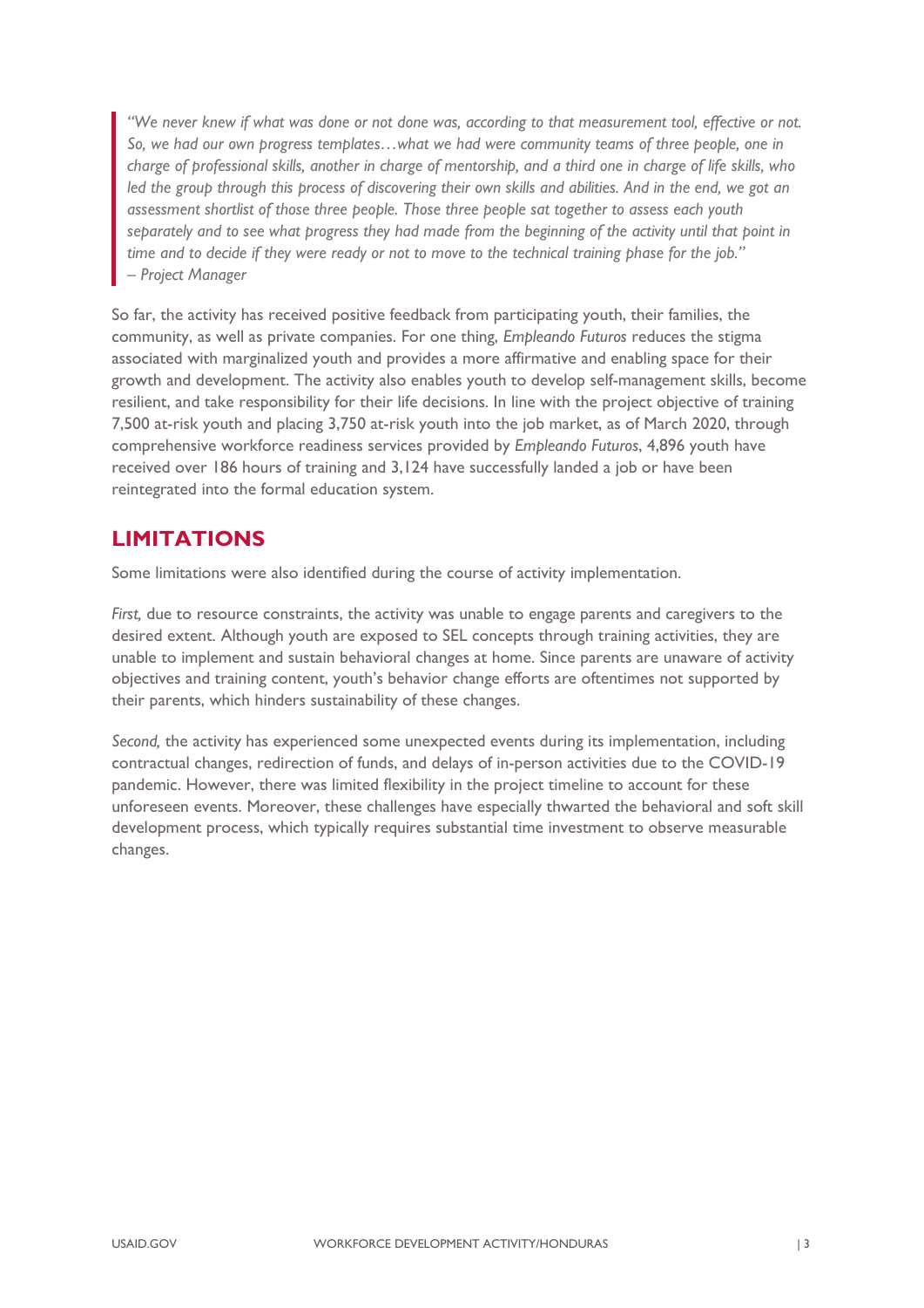> *"We never knew if what was done or not done was, according to that measurement tool, effective or not. So, we had our own progress templates…what we had were community teams of three people, one in charge of professional skills, another in charge of mentorship, and a third one in charge of life skills, who led the group through this process of discovering their own skills and abilities. And in the end, we got an assessment shortlist of those three people. Those three people sat together to assess each youth separately and to see what progress they had made from the beginning of the activity until that point in time and to decide if they were ready or not to move to the technical training phase for the job."*
> *– Project Manager*

So far, the activity has received positive feedback from participating youth, their families, the community, as well as private companies. For one thing, *Empleando Futuros* reduces the stigma associated with marginalized youth and provides a more affirmative and enabling space for their growth and development. The activity also enables youth to develop self-management skills, become resilient, and take responsibility for their life decisions. In line with the project objective of training 7,500 at-risk youth and placing 3,750 at-risk youth into the job market, as of March 2020, through comprehensive workforce readiness services provided by *Empleando Futuros*, 4,896 youth have received over 186 hours of training and 3,124 have successfully landed a job or have been reintegrated into the formal education system.

## LIMITATIONS

Some limitations were also identified during the course of activity implementation.

*First,* due to resource constraints, the activity was unable to engage parents and caregivers to the desired extent. Although youth are exposed to SEL concepts through training activities, they are unable to implement and sustain behavioral changes at home. Since parents are unaware of activity objectives and training content, youth's behavior change efforts are oftentimes not supported by their parents, which hinders sustainability of these changes.

*Second,* the activity has experienced some unexpected events during its implementation, including contractual changes, redirection of funds, and delays of in-person activities due to the COVID-19 pandemic. However, there was limited flexibility in the project timeline to account for these unforeseen events. Moreover, these challenges have especially thwarted the behavioral and soft skill development process, which typically requires substantial time investment to observe measurable changes.